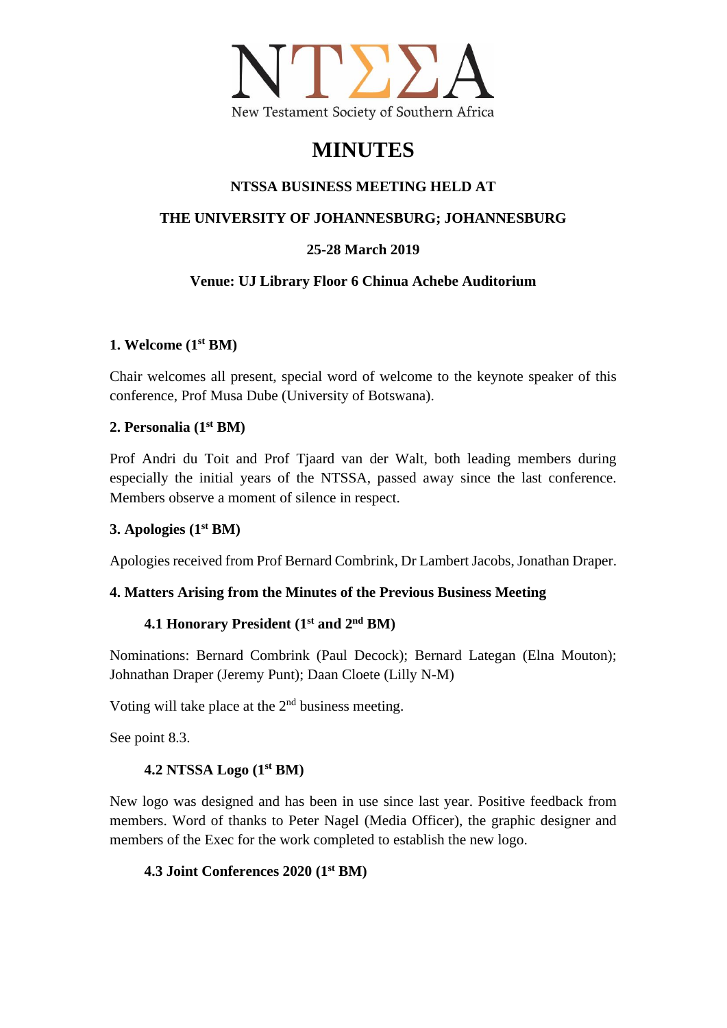NTΣΣA

New Testament Society of Southern Africa

# MINUTES

**NTSSA BUSINESS MEETING HELD AT**

**THE UNIVERSITY OF JOHANNESBURG; JOHANNESBURG**

**25-28 March 2019**

**Venue: UJ Library Floor 6 Chinua Achebe Auditorium**

### 1. Welcome (1st BM)

Chair welcomes all present, special word of welcome to the keynote speaker of this conference, Prof Musa Dube (University of Botswana).

### 2. Personalia (1st BM)

Prof Andri du Toit and Prof Tjaard van der Walt, both leading members during especially the initial years of the NTSSA, passed away since the last conference. Members observe a moment of silence in respect.

### 3. Apologies (1st BM)

Apologies received from Prof Bernard Combrink, Dr Lambert Jacobs, Jonathan Draper.

### 4. Matters Arising from the Minutes of the Previous Business Meeting

#### 4.1 Honorary President (1st and 2nd BM)

Nominations: Bernard Combrink (Paul Decock); Bernard Lategan (Elna Mouton); Johnathan Draper (Jeremy Punt); Daan Cloete (Lilly N-M)

Voting will take place at the 2nd business meeting.

See point 8.3.

#### 4.2 NTSSA Logo (1st BM)

New logo was designed and has been in use since last year. Positive feedback from members. Word of thanks to Peter Nagel (Media Officer), the graphic designer and members of the Exec for the work completed to establish the new logo.

#### 4.3 Joint Conferences 2020 (1st BM)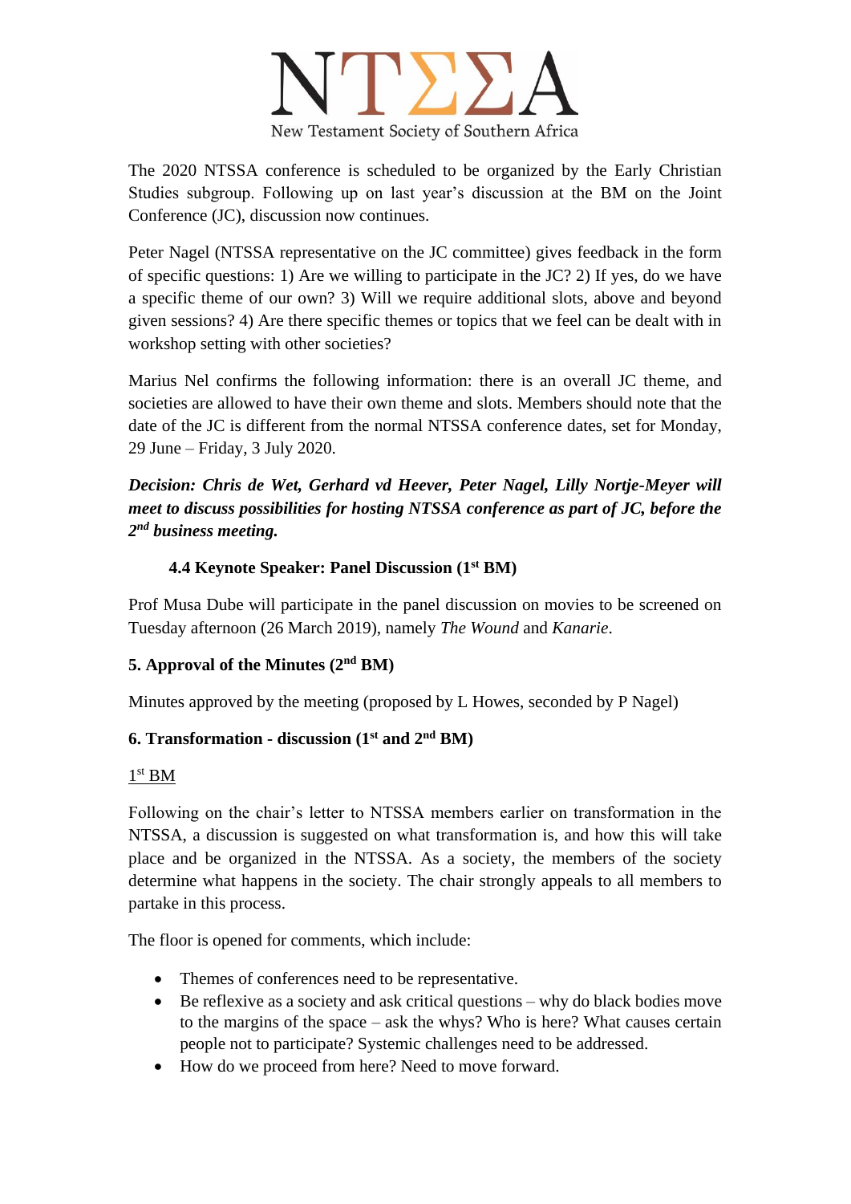The 2020 NTSSA conference is scheduled to be organized by the Early Christian Studies subgroup. Following up on last year's discussion at the BM on the Joint Conference (JC), discussion now continues.

Peter Nagel (NTSSA representative on the JC committee) gives feedback in the form of specific questions: 1) Are we willing to participate in the JC? 2) If yes, do we have a specific theme of our own? 3) Will we require additional slots, above and beyond given sessions? 4) Are there specific themes or topics that we feel can be dealt with in workshop setting with other societies?

Marius Nel confirms the following information: there is an overall JC theme, and societies are allowed to have their own theme and slots. Members should note that the date of the JC is different from the normal NTSSA conference dates, set for Monday, 29 June – Friday, 3 July 2020.

***Decision: Chris de Wet, Gerhard vd Heever, Peter Nagel, Lilly Nortje-Meyer will meet to discuss possibilities for hosting NTSSA conference as part of JC, before the 2nd business meeting.***

### 4.4 Keynote Speaker: Panel Discussion (1st BM)

Prof Musa Dube will participate in the panel discussion on movies to be screened on Tuesday afternoon (26 March 2019), namely *The Wound* and *Kanarie*.

### 5. Approval of the Minutes (2nd BM)

Minutes approved by the meeting (proposed by L Howes, seconded by P Nagel)

### 6. Transformation - discussion (1st and 2nd BM)

1st BM

Following on the chair's letter to NTSSA members earlier on transformation in the NTSSA, a discussion is suggested on what transformation is, and how this will take place and be organized in the NTSSA. As a society, the members of the society determine what happens in the society. The chair strongly appeals to all members to partake in this process.

The floor is opened for comments, which include:

- Themes of conferences need to be representative.
- Be reflexive as a society and ask critical questions – why do black bodies move to the margins of the space – ask the whys? Who is here? What causes certain people not to participate? Systemic challenges need to be addressed.
- How do we proceed from here? Need to move forward.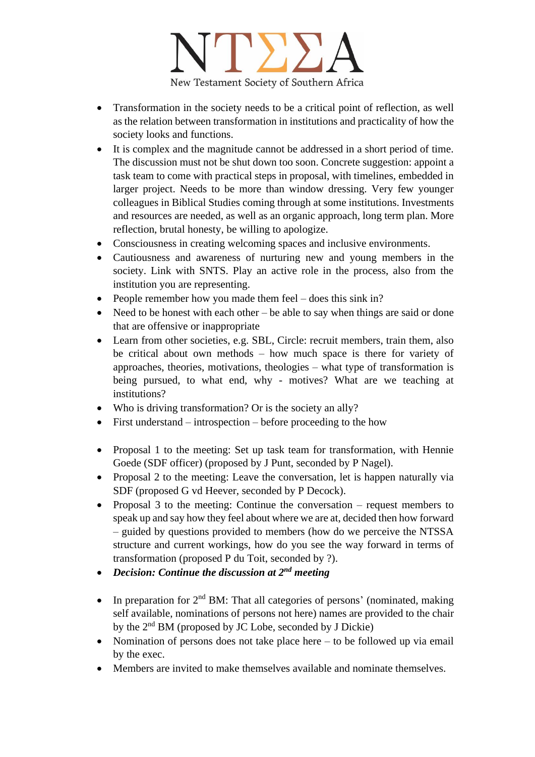- Transformation in the society needs to be a critical point of reflection, as well as the relation between transformation in institutions and practicality of how the society looks and functions.
- It is complex and the magnitude cannot be addressed in a short period of time. The discussion must not be shut down too soon. Concrete suggestion: appoint a task team to come with practical steps in proposal, with timelines, embedded in larger project. Needs to be more than window dressing. Very few younger colleagues in Biblical Studies coming through at some institutions. Investments and resources are needed, as well as an organic approach, long term plan. More reflection, brutal honesty, be willing to apologize.
- Consciousness in creating welcoming spaces and inclusive environments.
- Cautiousness and awareness of nurturing new and young members in the society. Link with SNTS. Play an active role in the process, also from the institution you are representing.
- People remember how you made them feel – does this sink in?
- Need to be honest with each other – be able to say when things are said or done that are offensive or inappropriate
- Learn from other societies, e.g. SBL, Circle: recruit members, train them, also be critical about own methods – how much space is there for variety of approaches, theories, motivations, theologies – what type of transformation is being pursued, to what end, why - motives? What are we teaching at institutions?
- Who is driving transformation? Or is the society an ally?
- First understand – introspection – before proceeding to the how

- Proposal 1 to the meeting: Set up task team for transformation, with Hennie Goede (SDF officer) (proposed by J Punt, seconded by P Nagel).
- Proposal 2 to the meeting: Leave the conversation, let is happen naturally via SDF (proposed G vd Heever, seconded by P Decock).
- Proposal 3 to the meeting: Continue the conversation – request members to speak up and say how they feel about where we are at, decided then how forward – guided by questions provided to members (how do we perceive the NTSSA structure and current workings, how do you see the way forward in terms of transformation (proposed P du Toit, seconded by ?).
- ***Decision: Continue the discussion at 2nd meeting***

- In preparation for 2nd BM: That all categories of persons' (nominated, making self available, nominations of persons not here) names are provided to the chair by the 2nd BM (proposed by JC Lobe, seconded by J Dickie)
- Nomination of persons does not take place here – to be followed up via email by the exec.
- Members are invited to make themselves available and nominate themselves.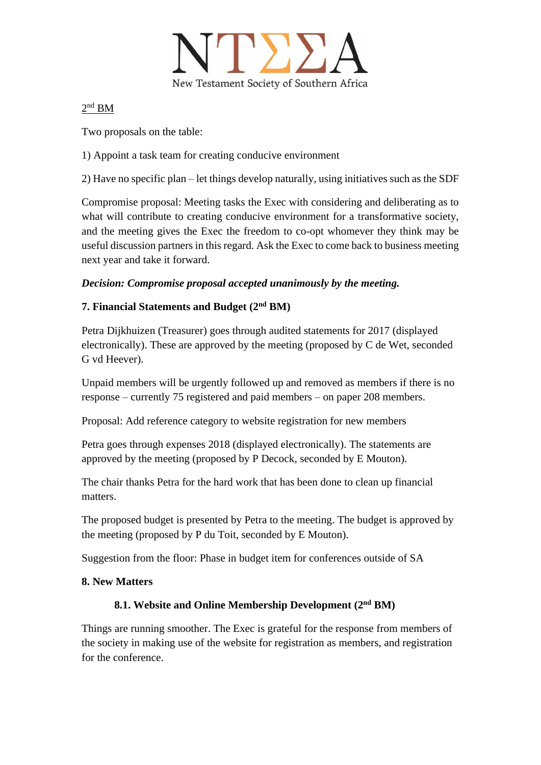2nd BM

Two proposals on the table:

1) Appoint a task team for creating conducive environment

2) Have no specific plan – let things develop naturally, using initiatives such as the SDF

Compromise proposal: Meeting tasks the Exec with considering and deliberating as to what will contribute to creating conducive environment for a transformative society, and the meeting gives the Exec the freedom to co-opt whomever they think may be useful discussion partners in this regard. Ask the Exec to come back to business meeting next year and take it forward.

***Decision: Compromise proposal accepted unanimously by the meeting.***

**7. Financial Statements and Budget (2nd BM)**

Petra Dijkhuizen (Treasurer) goes through audited statements for 2017 (displayed electronically). These are approved by the meeting (proposed by C de Wet, seconded G vd Heever).

Unpaid members will be urgently followed up and removed as members if there is no response – currently 75 registered and paid members – on paper 208 members.

Proposal: Add reference category to website registration for new members

Petra goes through expenses 2018 (displayed electronically). The statements are approved by the meeting (proposed by P Decock, seconded by E Mouton).

The chair thanks Petra for the hard work that has been done to clean up financial matters.

The proposed budget is presented by Petra to the meeting. The budget is approved by the meeting (proposed by P du Toit, seconded by E Mouton).

Suggestion from the floor: Phase in budget item for conferences outside of SA

**8. New Matters**

**8.1. Website and Online Membership Development (2nd BM)**

Things are running smoother. The Exec is grateful for the response from members of the society in making use of the website for registration as members, and registration for the conference.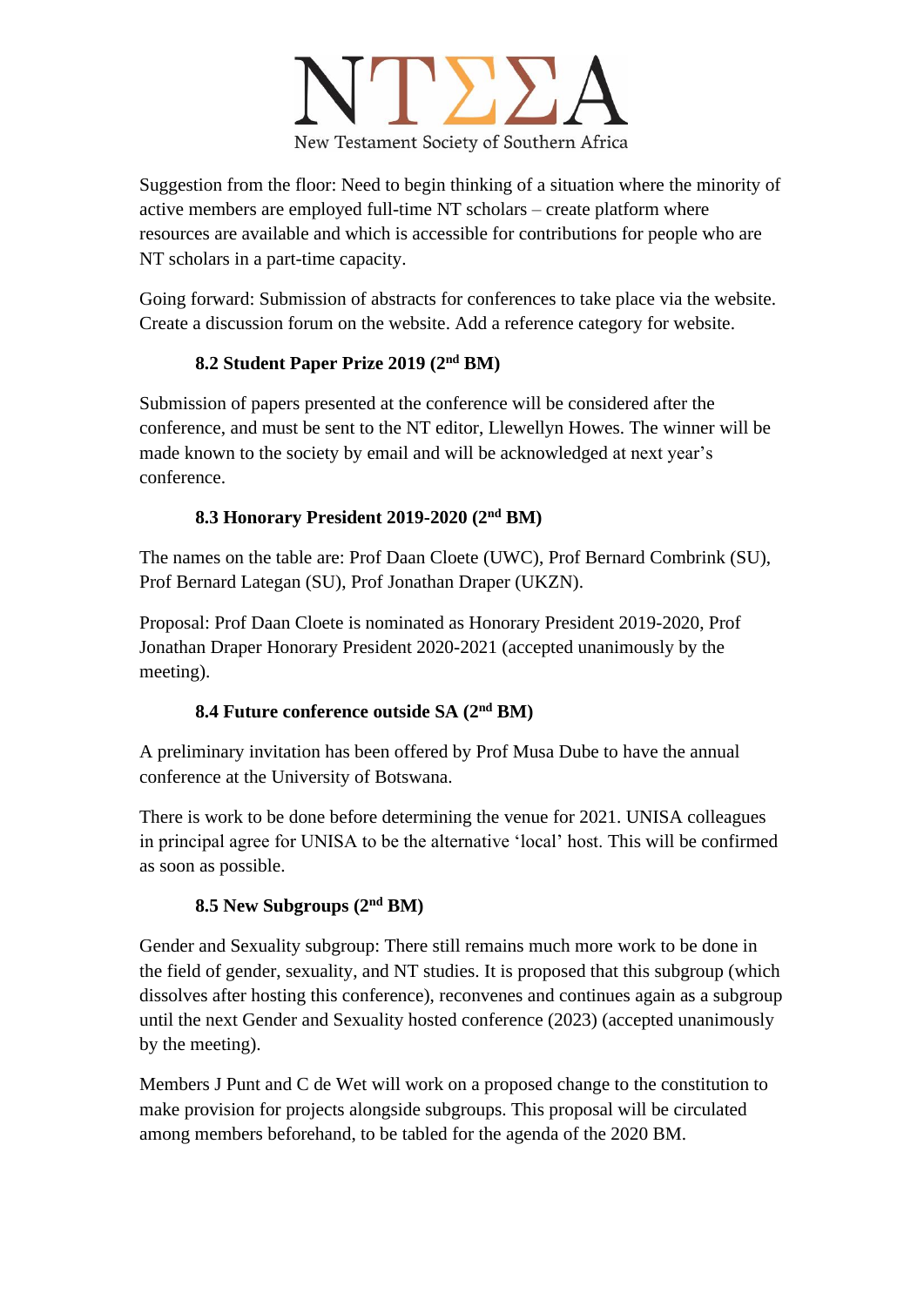Suggestion from the floor: Need to begin thinking of a situation where the minority of active members are employed full-time NT scholars – create platform where resources are available and which is accessible for contributions for people who are NT scholars in a part-time capacity.

Going forward: Submission of abstracts for conferences to take place via the website. Create a discussion forum on the website. Add a reference category for website.

### 8.2 Student Paper Prize 2019 (2nd BM)

Submission of papers presented at the conference will be considered after the conference, and must be sent to the NT editor, Llewellyn Howes. The winner will be made known to the society by email and will be acknowledged at next year's conference.

### 8.3 Honorary President 2019-2020 (2nd BM)

The names on the table are: Prof Daan Cloete (UWC), Prof Bernard Combrink (SU), Prof Bernard Lategan (SU), Prof Jonathan Draper (UKZN).

Proposal: Prof Daan Cloete is nominated as Honorary President 2019-2020, Prof Jonathan Draper Honorary President 2020-2021 (accepted unanimously by the meeting).

### 8.4 Future conference outside SA (2nd BM)

A preliminary invitation has been offered by Prof Musa Dube to have the annual conference at the University of Botswana.

There is work to be done before determining the venue for 2021. UNISA colleagues in principal agree for UNISA to be the alternative 'local' host. This will be confirmed as soon as possible.

### 8.5 New Subgroups (2nd BM)

Gender and Sexuality subgroup: There still remains much more work to be done in the field of gender, sexuality, and NT studies. It is proposed that this subgroup (which dissolves after hosting this conference), reconvenes and continues again as a subgroup until the next Gender and Sexuality hosted conference (2023) (accepted unanimously by the meeting).

Members J Punt and C de Wet will work on a proposed change to the constitution to make provision for projects alongside subgroups. This proposal will be circulated among members beforehand, to be tabled for the agenda of the 2020 BM.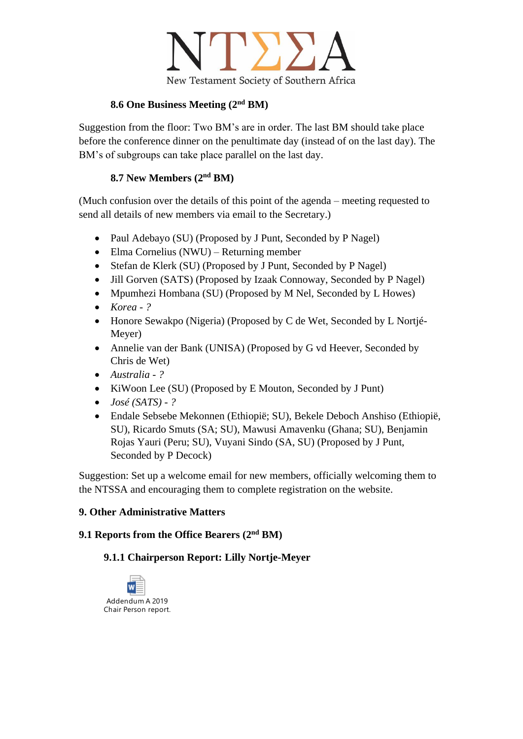### 8.6 One Business Meeting (2nd BM)

Suggestion from the floor: Two BM's are in order. The last BM should take place before the conference dinner on the penultimate day (instead of on the last day). The BM's of subgroups can take place parallel on the last day.

### 8.7 New Members (2nd BM)

(Much confusion over the details of this point of the agenda – meeting requested to send all details of new members via email to the Secretary.)

- Paul Adebayo (SU) (Proposed by J Punt, Seconded by P Nagel)
- Elma Cornelius (NWU) – Returning member
- Stefan de Klerk (SU) (Proposed by J Punt, Seconded by P Nagel)
- Jill Gorven (SATS) (Proposed by Izaak Connoway, Seconded by P Nagel)
- Mpumhezi Hombana (SU) (Proposed by M Nel, Seconded by L Howes)
- *Korea - ?*
- Honore Sewakpo (Nigeria) (Proposed by C de Wet, Seconded by L Nortjé-Meyer)
- Annelie van der Bank (UNISA) (Proposed by G vd Heever, Seconded by Chris de Wet)
- *Australia - ?*
- KiWoon Lee (SU) (Proposed by E Mouton, Seconded by J Punt)
- *José (SATS) - ?*
- Endale Sebsebe Mekonnen (Ethiopië; SU), Bekele Deboch Anshiso (Ethiopië, SU), Ricardo Smuts (SA; SU), Mawusi Amavenku (Ghana; SU), Benjamin Rojas Yauri (Peru; SU), Vuyani Sindo (SA, SU) (Proposed by J Punt, Seconded by P Decock)

Suggestion: Set up a welcome email for new members, officially welcoming them to the NTSSA and encouraging them to complete registration on the website.

## 9. Other Administrative Matters

### 9.1 Reports from the Office Bearers (2nd BM)

#### 9.1.1 Chairperson Report: Lilly Nortje-Meyer

Addendum A 2019 Chair Person report.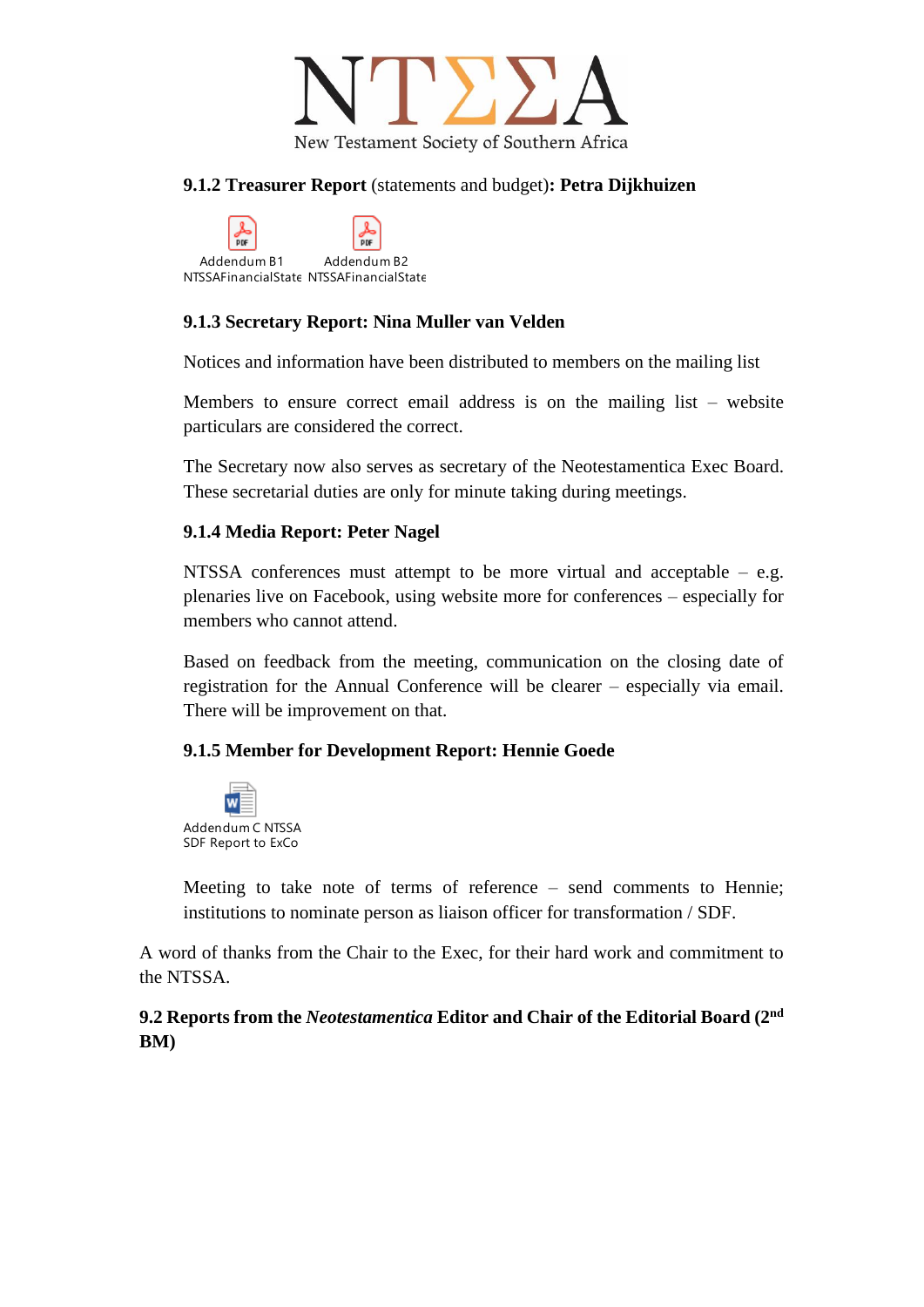#### 9.1.2 Treasurer Report (statements and budget): Petra Dijkhuizen

Addendum B1 NTSSAFinancialState

Addendum B2 NTSSAFinancialState

#### 9.1.3 Secretary Report: Nina Muller van Velden

Notices and information have been distributed to members on the mailing list

Members to ensure correct email address is on the mailing list – website particulars are considered the correct.

The Secretary now also serves as secretary of the Neotestamentica Exec Board. These secretarial duties are only for minute taking during meetings.

#### 9.1.4 Media Report: Peter Nagel

NTSSA conferences must attempt to be more virtual and acceptable – e.g. plenaries live on Facebook, using website more for conferences – especially for members who cannot attend.

Based on feedback from the meeting, communication on the closing date of registration for the Annual Conference will be clearer – especially via email. There will be improvement on that.

#### 9.1.5 Member for Development Report: Hennie Goede

Addendum C NTSSA SDF Report to ExCo

Meeting to take note of terms of reference – send comments to Hennie; institutions to nominate person as liaison officer for transformation / SDF.

A word of thanks from the Chair to the Exec, for their hard work and commitment to the NTSSA.

### 9.2 Reports from the *Neotestamentica* Editor and Chair of the Editorial Board (2nd BM)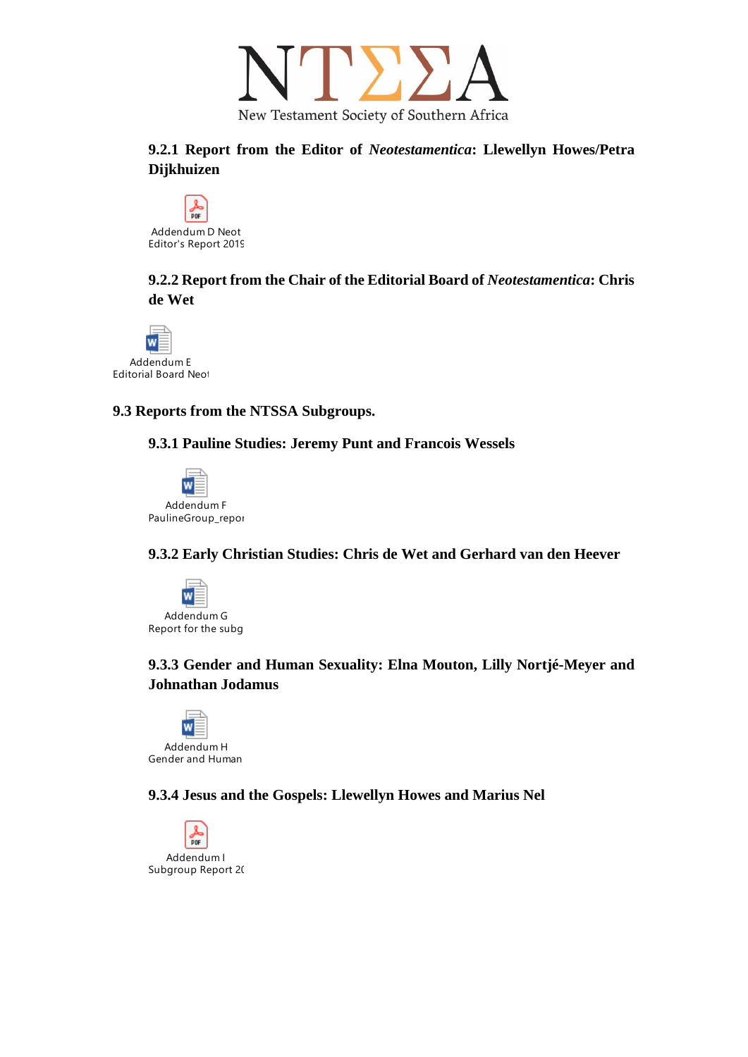### 9.2.1 Report from the Editor of *Neotestamentica*: Llewellyn Howes/Petra Dijkhuizen

Addendum D Neot Editor's Report 2019

### 9.2.2 Report from the Chair of the Editorial Board of *Neotestamentica*: Chris de Wet

Addendum E Editorial Board Neot

## 9.3 Reports from the NTSSA Subgroups.

### 9.3.1 Pauline Studies: Jeremy Punt and Francois Wessels

Addendum F PaulineGroup_repor

### 9.3.2 Early Christian Studies: Chris de Wet and Gerhard van den Heever

Addendum G Report for the subg

### 9.3.3 Gender and Human Sexuality: Elna Mouton, Lilly Nortjé-Meyer and Johnathan Jodamus

Addendum H Gender and Human

### 9.3.4 Jesus and the Gospels: Llewellyn Howes and Marius Nel

Addendum I Subgroup Report 20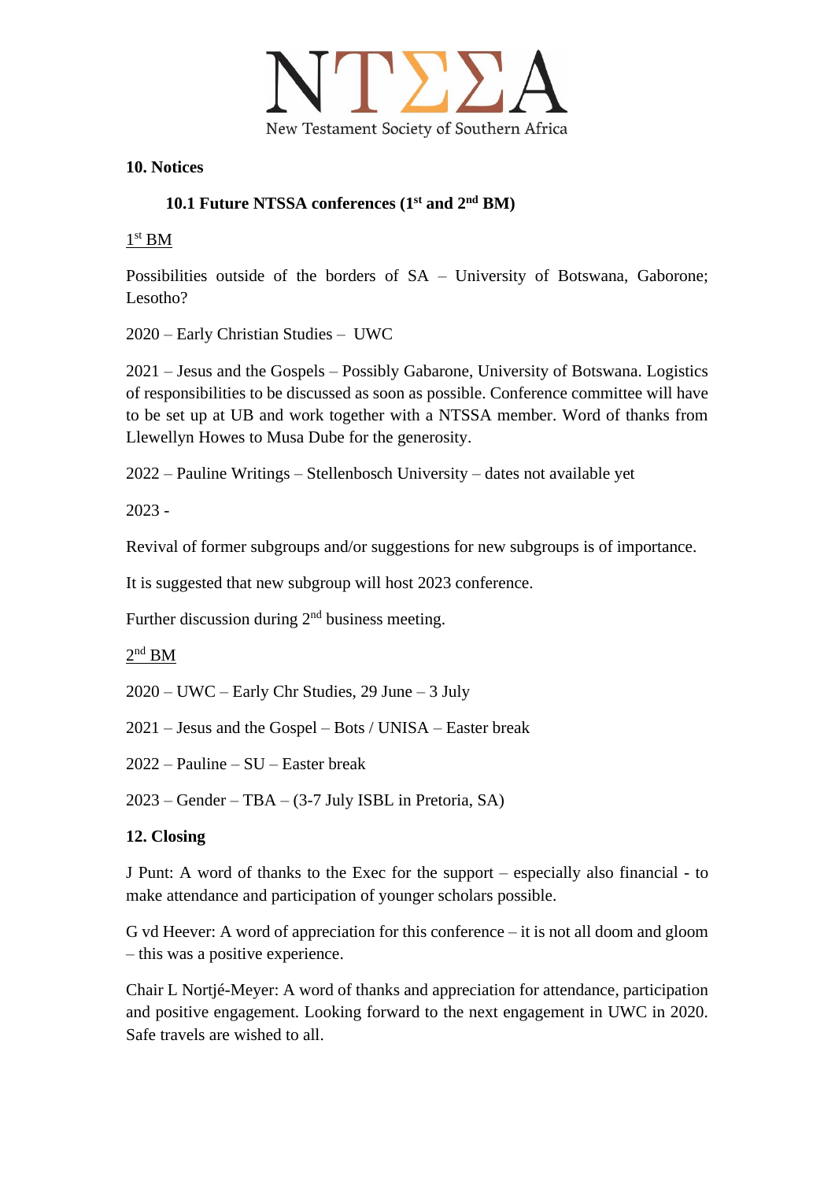## 10. Notices

### 10.1 Future NTSSA conferences (1st and 2nd BM)

1st BM

Possibilities outside of the borders of SA – University of Botswana, Gaborone; Lesotho?

2020 – Early Christian Studies – UWC

2021 – Jesus and the Gospels – Possibly Gabarone, University of Botswana. Logistics of responsibilities to be discussed as soon as possible. Conference committee will have to be set up at UB and work together with a NTSSA member. Word of thanks from Llewellyn Howes to Musa Dube for the generosity.

2022 – Pauline Writings – Stellenbosch University – dates not available yet

2023 -

Revival of former subgroups and/or suggestions for new subgroups is of importance.

It is suggested that new subgroup will host 2023 conference.

Further discussion during 2nd business meeting.

2nd BM

2020 – UWC – Early Chr Studies, 29 June – 3 July

2021 – Jesus and the Gospel – Bots / UNISA – Easter break

2022 – Pauline – SU – Easter break

2023 – Gender – TBA – (3-7 July ISBL in Pretoria, SA)

## 12. Closing

J Punt: A word of thanks to the Exec for the support – especially also financial - to make attendance and participation of younger scholars possible.

G vd Heever: A word of appreciation for this conference – it is not all doom and gloom – this was a positive experience.

Chair L Nortjé-Meyer: A word of thanks and appreciation for attendance, participation and positive engagement. Looking forward to the next engagement in UWC in 2020. Safe travels are wished to all.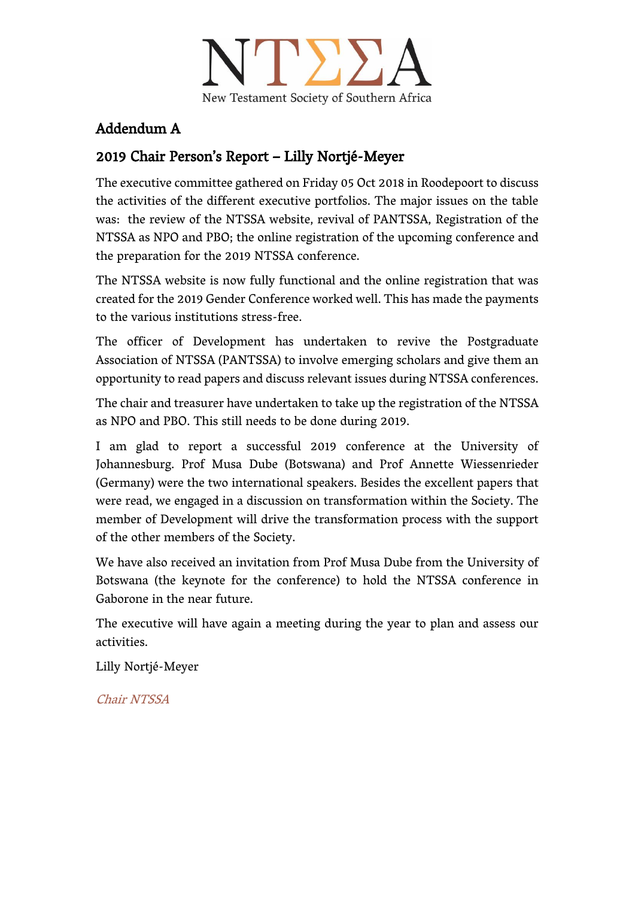NTΣΣA

New Testament Society of Southern Africa

## Addendum A

## 2019 Chair Person's Report – Lilly Nortjé-Meyer

The executive committee gathered on Friday 05 Oct 2018 in Roodepoort to discuss the activities of the different executive portfolios. The major issues on the table was: the review of the NTSSA website, revival of PANTSSA, Registration of the NTSSA as NPO and PBO; the online registration of the upcoming conference and the preparation for the 2019 NTSSA conference.

The NTSSA website is now fully functional and the online registration that was created for the 2019 Gender Conference worked well. This has made the payments to the various institutions stress-free.

The officer of Development has undertaken to revive the Postgraduate Association of NTSSA (PANTSSA) to involve emerging scholars and give them an opportunity to read papers and discuss relevant issues during NTSSA conferences.

The chair and treasurer have undertaken to take up the registration of the NTSSA as NPO and PBO. This still needs to be done during 2019.

I am glad to report a successful 2019 conference at the University of Johannesburg. Prof Musa Dube (Botswana) and Prof Annette Wiessenrieder (Germany) were the two international speakers. Besides the excellent papers that were read, we engaged in a discussion on transformation within the Society. The member of Development will drive the transformation process with the support of the other members of the Society.

We have also received an invitation from Prof Musa Dube from the University of Botswana (the keynote for the conference) to hold the NTSSA conference in Gaborone in the near future.

The executive will have again a meeting during the year to plan and assess our activities.

Lilly Nortjé-Meyer

*Chair NTSSA*